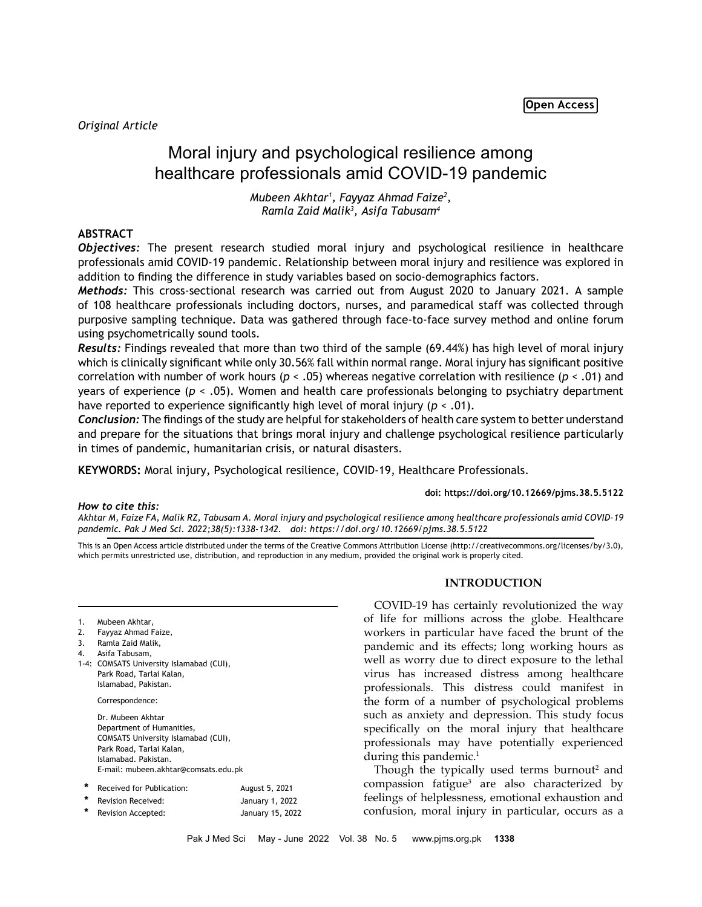Open Access

*Original Article*

# Moral injury and psychological resilience among healthcare professionals amid COVID-19 pandemic

*Mubeen Akhtar[1], Fayyaz Ahmad Faize[2], Ramla Zaid Malik[3], Asifa Tabusam[4]*

## ABSTRACT

***Objectives:*** The present research studied moral injury and psychological resilience in healthcare professionals amid COVID-19 pandemic. Relationship between moral injury and resilience was explored in addition to finding the difference in study variables based on socio-demographics factors.

***Methods:*** This cross-sectional research was carried out from August 2020 to January 2021. A sample of 108 healthcare professionals including doctors, nurses, and paramedical staff was collected through purposive sampling technique. Data was gathered through face-to-face survey method and online forum using psychometrically sound tools.

***Results:*** Findings revealed that more than two third of the sample (69.44%) has high level of moral injury which is clinically significant while only 30.56% fall within normal range. Moral injury has significant positive correlation with number of work hours ($p < .05$) whereas negative correlation with resilience ($p < .01$) and years of experience ($p < .05$). Women and health care professionals belonging to psychiatry department have reported to experience significantly high level of moral injury ($p < .01$).

***Conclusion:*** The findings of the study are helpful for stakeholders of health care system to better understand and prepare for the situations that brings moral injury and challenge psychological resilience particularly in times of pandemic, humanitarian crisis, or natural disasters.

**KEYWORDS:** Moral injury, Psychological resilience, COVID-19, Healthcare Professionals.

**doi: https://doi.org/10.12669/pjms.38.5.5122**

***How to cite this:***
*Akhtar M, Faize FA, Malik RZ, Tabusam A. Moral injury and psychological resilience among healthcare professionals amid COVID-19 pandemic. Pak J Med Sci. 2022;38(5):1338-1342. doi: https://doi.org/10.12669/pjms.38.5.5122*

This is an Open Access article distributed under the terms of the Creative Commons Attribution License (http://creativecommons.org/licenses/by/3.0), which permits unrestricted use, distribution, and reproduction in any medium, provided the original work is properly cited.

1. Mubeen Akhtar,
2. Fayyaz Ahmad Faize,
3. Ramla Zaid Malik,
4. Asifa Tabusam,

1-4: COMSATS University Islamabad (CUI), Park Road, Tarlai Kalan, Islamabad, Pakistan.

Correspondence:

Dr. Mubeen Akhtar
Department of Humanities,
COMSATS University Islamabad (CUI),
Park Road, Tarlai Kalan,
Islamabad. Pakistan.
E-mail: mubeen.akhtar@comsats.edu.pk

| | | |
|---|---|---|
| * | Received for Publication: | August 5, 2021 |
| * | Revision Received: | January 1, 2022 |
| * | Revision Accepted: | January 15, 2022 |

## INTRODUCTION

COVID-19 has certainly revolutionized the way of life for millions across the globe. Healthcare workers in particular have faced the brunt of the pandemic and its effects; long working hours as well as worry due to direct exposure to the lethal virus has increased distress among healthcare professionals. This distress could manifest in the form of a number of psychological problems such as anxiety and depression. This study focus specifically on the moral injury that healthcare professionals may have potentially experienced during this pandemic.[1]

Though the typically used terms burnout[2] and compassion fatigue[3] are also characterized by feelings of helplessness, emotional exhaustion and confusion, moral injury in particular, occurs as a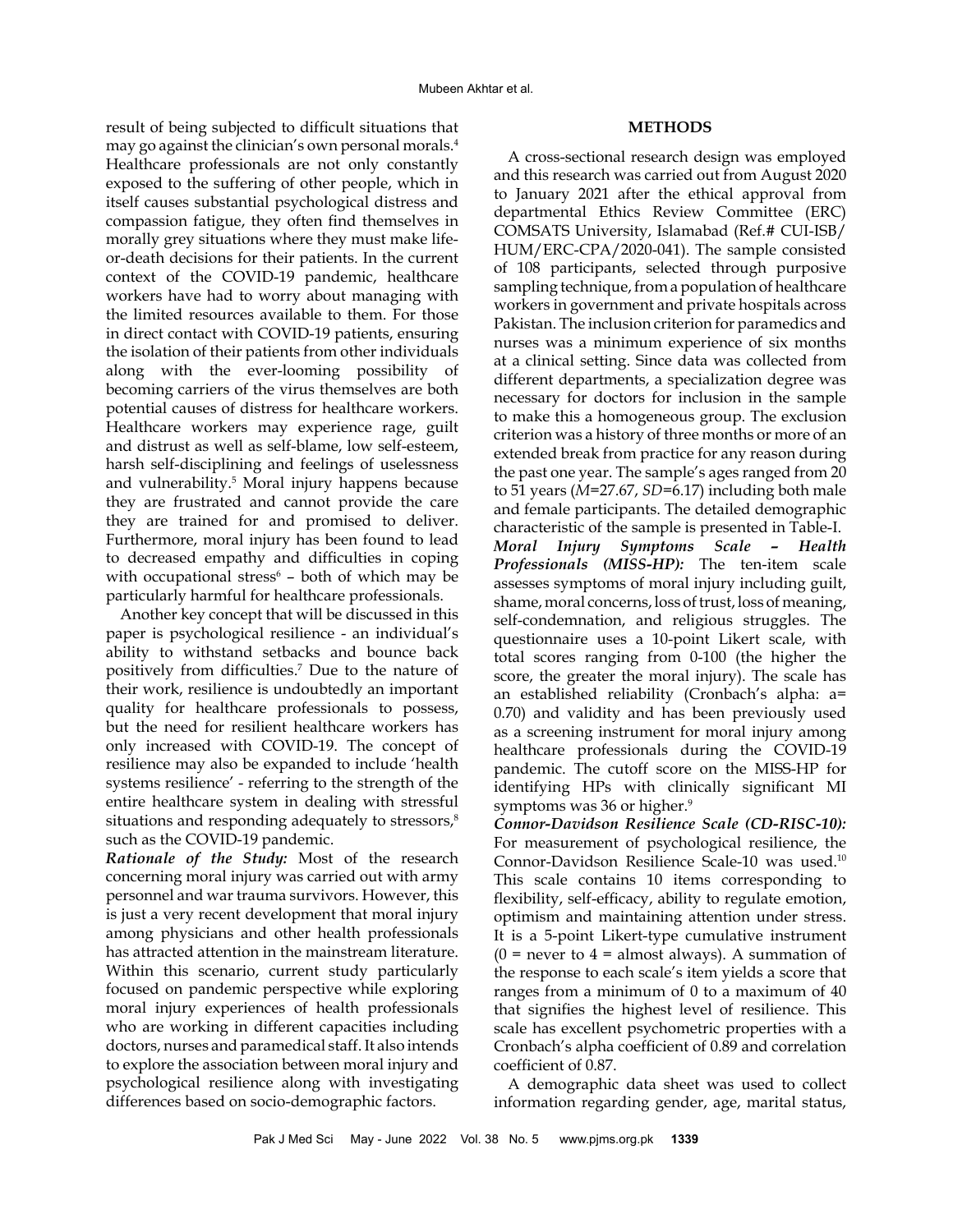result of being subjected to difficult situations that may go against the clinician's own personal morals.[4] Healthcare professionals are not only constantly exposed to the suffering of other people, which in itself causes substantial psychological distress and compassion fatigue, they often find themselves in morally grey situations where they must make life-or-death decisions for their patients. In the current context of the COVID-19 pandemic, healthcare workers have had to worry about managing with the limited resources available to them. For those in direct contact with COVID-19 patients, ensuring the isolation of their patients from other individuals along with the ever-looming possibility of becoming carriers of the virus themselves are both potential causes of distress for healthcare workers. Healthcare workers may experience rage, guilt and distrust as well as self-blame, low self-esteem, harsh self-disciplining and feelings of uselessness and vulnerability.[5] Moral injury happens because they are frustrated and cannot provide the care they are trained for and promised to deliver. Furthermore, moral injury has been found to lead to decreased empathy and difficulties in coping with occupational stress[6] – both of which may be particularly harmful for healthcare professionals.

Another key concept that will be discussed in this paper is psychological resilience - an individual's ability to withstand setbacks and bounce back positively from difficulties.[7] Due to the nature of their work, resilience is undoubtedly an important quality for healthcare professionals to possess, but the need for resilient healthcare workers has only increased with COVID-19. The concept of resilience may also be expanded to include 'health systems resilience' - referring to the strength of the entire healthcare system in dealing with stressful situations and responding adequately to stressors,[8] such as the COVID-19 pandemic.

***Rationale of the Study:*** Most of the research concerning moral injury was carried out with army personnel and war trauma survivors. However, this is just a very recent development that moral injury among physicians and other health professionals has attracted attention in the mainstream literature. Within this scenario, current study particularly focused on pandemic perspective while exploring moral injury experiences of health professionals who are working in different capacities including doctors, nurses and paramedical staff. It also intends to explore the association between moral injury and psychological resilience along with investigating differences based on socio-demographic factors.

## METHODS

A cross-sectional research design was employed and this research was carried out from August 2020 to January 2021 after the ethical approval from departmental Ethics Review Committee (ERC) COMSATS University, Islamabad (Ref.# CUI-ISB/HUM/ERC-CPA/2020-041). The sample consisted of 108 participants, selected through purposive sampling technique, from a population of healthcare workers in government and private hospitals across Pakistan. The inclusion criterion for paramedics and nurses was a minimum experience of six months at a clinical setting. Since data was collected from different departments, a specialization degree was necessary for doctors for inclusion in the sample to make this a homogeneous group. The exclusion criterion was a history of three months or more of an extended break from practice for any reason during the past one year. The sample's ages ranged from 20 to 51 years ($M$=27.67, $SD$=6.17) including both male and female participants. The detailed demographic characteristic of the sample is presented in Table-I.

***Moral Injury Symptoms Scale – Health Professionals (MISS-HP):*** The ten-item scale assesses symptoms of moral injury including guilt, shame, moral concerns, loss of trust, loss of meaning, self-condemnation, and religious struggles. The questionnaire uses a 10-point Likert scale, with total scores ranging from 0-100 (the higher the score, the greater the moral injury). The scale has an established reliability (Cronbach's alpha: a= 0.70) and validity and has been previously used as a screening instrument for moral injury among healthcare professionals during the COVID-19 pandemic. The cutoff score on the MISS-HP for identifying HPs with clinically significant MI symptoms was 36 or higher.[9]

***Connor-Davidson Resilience Scale (CD-RISC-10):*** For measurement of psychological resilience, the Connor-Davidson Resilience Scale-10 was used.[10] This scale contains 10 items corresponding to flexibility, self-efficacy, ability to regulate emotion, optimism and maintaining attention under stress. It is a 5-point Likert-type cumulative instrument (0 = never to 4 = almost always). A summation of the response to each scale's item yields a score that ranges from a minimum of 0 to a maximum of 40 that signifies the highest level of resilience. This scale has excellent psychometric properties with a Cronbach's alpha coefficient of 0.89 and correlation coefficient of 0.87.

A demographic data sheet was used to collect information regarding gender, age, marital status,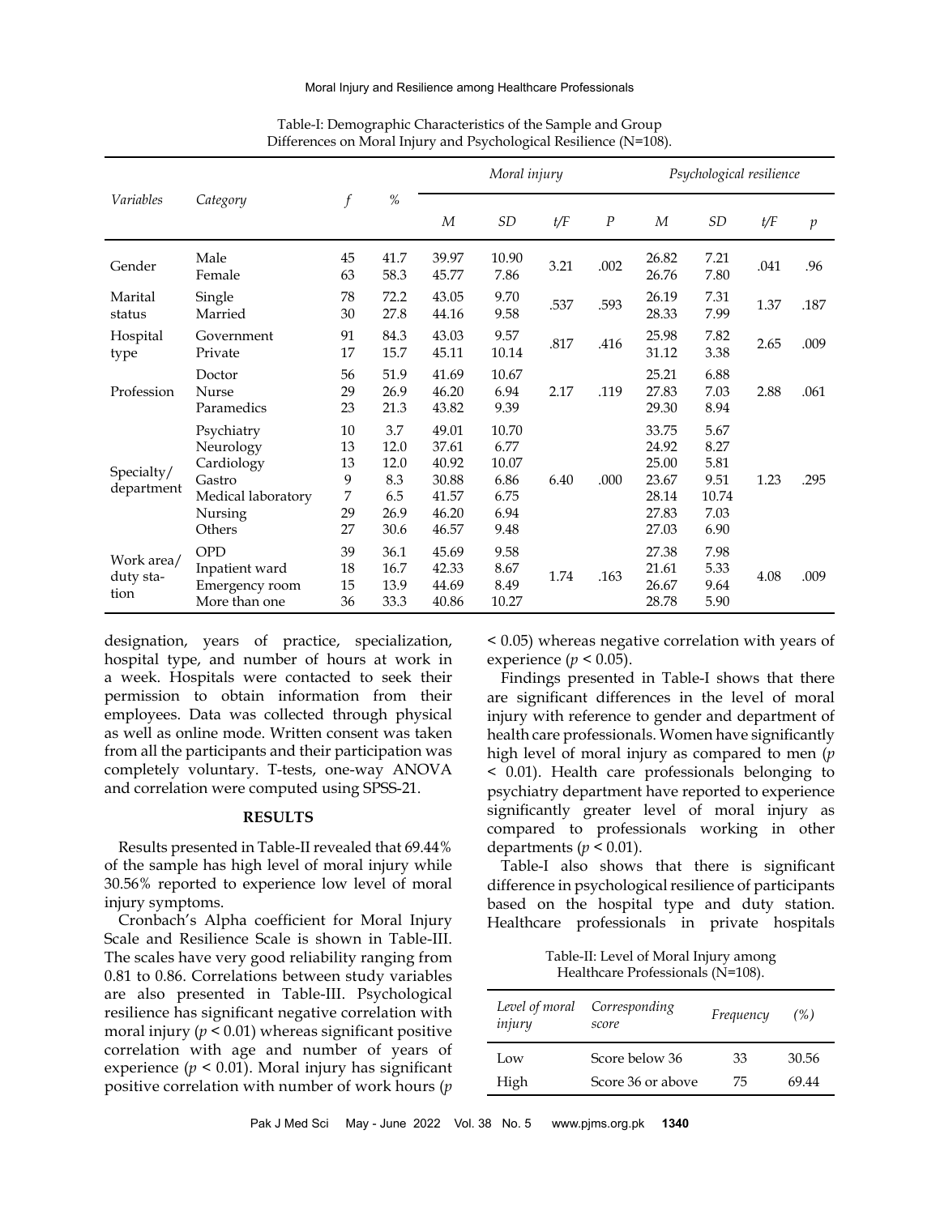Table-I: Demographic Characteristics of the Sample and Group Differences on Moral Injury and Psychological Resilience (N=108).

| *Variables* | *Category* | *f* | *%* | *Moral injury* | | | | *Psychological resilience* | | | |
|---|---|---|---|---|---|---|---|---|---|---|---|
| | | | | *M* | *SD* | *t/F* | *P* | *M* | *SD* | *t/F* | *p* |
| Gender | Male | 45 | 41.7 | 39.97 | 10.90 | 3.21 | .002 | 26.82 | 7.21 | .041 | .96 |
| | Female | 63 | 58.3 | 45.77 | 7.86 | | | 26.76 | 7.80 | | |
| Marital status | Single | 78 | 72.2 | 43.05 | 9.70 | .537 | .593 | 26.19 | 7.31 | 1.37 | .187 |
| | Married | 30 | 27.8 | 44.16 | 9.58 | | | 28.33 | 7.99 | | |
| Hospital type | Government | 91 | 84.3 | 43.03 | 9.57 | .817 | .416 | 25.98 | 7.82 | 2.65 | .009 |
| | Private | 17 | 15.7 | 45.11 | 10.14 | | | 31.12 | 3.38 | | |
| Profession | Doctor | 56 | 51.9 | 41.69 | 10.67 | 2.17 | .119 | 25.21 | 6.88 | 2.88 | .061 |
| | Nurse | 29 | 26.9 | 46.20 | 6.94 | | | 27.83 | 7.03 | | |
| | Paramedics | 23 | 21.3 | 43.82 | 9.39 | | | 29.30 | 8.94 | | |
| Specialty/ department | Psychiatry | 10 | 3.7 | 49.01 | 10.70 | 6.40 | .000 | 33.75 | 5.67 | 1.23 | .295 |
| | Neurology | 13 | 12.0 | 37.61 | 6.77 | | | 24.92 | 8.27 | | |
| | Cardiology | 13 | 12.0 | 40.92 | 10.07 | | | 25.00 | 5.81 | | |
| | Gastro | 9 | 8.3 | 30.88 | 6.86 | | | 23.67 | 9.51 | | |
| | Medical laboratory | 7 | 6.5 | 41.57 | 6.75 | | | 28.14 | 10.74 | | |
| | Nursing | 29 | 26.9 | 46.20 | 6.94 | | | 27.83 | 7.03 | | |
| | Others | 27 | 30.6 | 46.57 | 9.48 | | | 27.03 | 6.90 | | |
| Work area/ duty station | OPD | 39 | 36.1 | 45.69 | 9.58 | 1.74 | .163 | 27.38 | 7.98 | 4.08 | .009 |
| | Inpatient ward | 18 | 16.7 | 42.33 | 8.67 | | | 21.61 | 5.33 | | |
| | Emergency room | 15 | 13.9 | 44.69 | 8.49 | | | 26.67 | 9.64 | | |
| | More than one | 36 | 33.3 | 40.86 | 10.27 | | | 28.78 | 5.90 | | |

designation, years of practice, specialization, hospital type, and number of hours at work in a week. Hospitals were contacted to seek their permission to obtain information from their employees. Data was collected through physical as well as online mode. Written consent was taken from all the participants and their participation was completely voluntary. T-tests, one-way ANOVA and correlation were computed using SPSS-21.

## RESULTS

Results presented in Table-II revealed that 69.44% of the sample has high level of moral injury while 30.56% reported to experience low level of moral injury symptoms.

Cronbach's Alpha coefficient for Moral Injury Scale and Resilience Scale is shown in Table-III. The scales have very good reliability ranging from 0.81 to 0.86. Correlations between study variables are also presented in Table-III. Psychological resilience has significant negative correlation with moral injury ($p < 0.01$) whereas significant positive correlation with age and number of years of experience ($p < 0.01$). Moral injury has significant positive correlation with number of work hours ($p < 0.05$) whereas negative correlation with years of experience ($p < 0.05$).

Findings presented in Table-I shows that there are significant differences in the level of moral injury with reference to gender and department of health care professionals. Women have significantly high level of moral injury as compared to men ($p < 0.01$). Health care professionals belonging to psychiatry department have reported to experience significantly greater level of moral injury as compared to professionals working in other departments ($p < 0.01$).

Table-I also shows that there is significant difference in psychological resilience of participants based on the hospital type and duty station. Healthcare professionals in private hospitals

Table-II: Level of Moral Injury among Healthcare Professionals (N=108).

| *Level of moral injury* | *Corresponding score* | *Frequency* | *(%)* |
|---|---|---|---|
| Low | Score below 36 | 33 | 30.56 |
| High | Score 36 or above | 75 | 69.44 |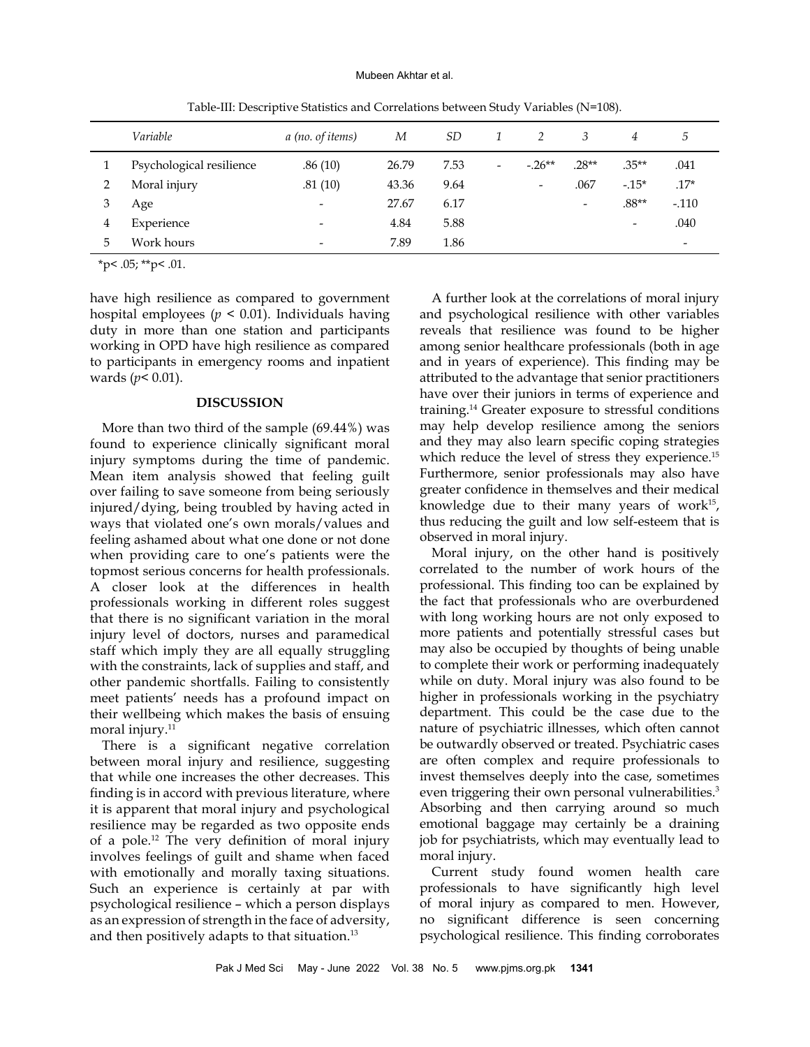Table-III: Descriptive Statistics and Correlations between Study Variables (N=108).

| | *Variable* | *a (no. of items)* | *M* | *SD* | *1* | *2* | *3* | *4* | *5* |
|---|---|---|---|---|---|---|---|---|---|
| 1 | Psychological resilience | .86 (10) | 26.79 | 7.53 | - | -.26** | .28** | .35** | .041 |
| 2 | Moral injury | .81 (10) | 43.36 | 9.64 | | - | .067 | -.15* | .17* |
| 3 | Age | - | 27.67 | 6.17 | | | - | .88** | -.110 |
| 4 | Experience | - | 4.84 | 5.88 | | | | - | .040 |
| 5 | Work hours | - | 7.89 | 1.86 | | | | | - |

*p< .05; **p< .01.

have high resilience as compared to government hospital employees ($p < 0.01$). Individuals having duty in more than one station and participants working in OPD have high resilience as compared to participants in emergency rooms and inpatient wards ($p < 0.01$).

## DISCUSSION

More than two third of the sample (69.44%) was found to experience clinically significant moral injury symptoms during the time of pandemic. Mean item analysis showed that feeling guilt over failing to save someone from being seriously injured/dying, being troubled by having acted in ways that violated one's own morals/values and feeling ashamed about what one done or not done when providing care to one's patients were the topmost serious concerns for health professionals. A closer look at the differences in health professionals working in different roles suggest that there is no significant variation in the moral injury level of doctors, nurses and paramedical staff which imply they are all equally struggling with the constraints, lack of supplies and staff, and other pandemic shortfalls. Failing to consistently meet patients' needs has a profound impact on their wellbeing which makes the basis of ensuing moral injury.[11]

There is a significant negative correlation between moral injury and resilience, suggesting that while one increases the other decreases. This finding is in accord with previous literature, where it is apparent that moral injury and psychological resilience may be regarded as two opposite ends of a pole.[12] The very definition of moral injury involves feelings of guilt and shame when faced with emotionally and morally taxing situations. Such an experience is certainly at par with psychological resilience – which a person displays as an expression of strength in the face of adversity, and then positively adapts to that situation.[13]

A further look at the correlations of moral injury and psychological resilience with other variables reveals that resilience was found to be higher among senior healthcare professionals (both in age and in years of experience). This finding may be attributed to the advantage that senior practitioners have over their juniors in terms of experience and training.[14] Greater exposure to stressful conditions may help develop resilience among the seniors and they may also learn specific coping strategies which reduce the level of stress they experience.[15] Furthermore, senior professionals may also have greater confidence in themselves and their medical knowledge due to their many years of work[15], thus reducing the guilt and low self-esteem that is observed in moral injury.

Moral injury, on the other hand is positively correlated to the number of work hours of the professional. This finding too can be explained by the fact that professionals who are overburdened with long working hours are not only exposed to more patients and potentially stressful cases but may also be occupied by thoughts of being unable to complete their work or performing inadequately while on duty. Moral injury was also found to be higher in professionals working in the psychiatry department. This could be the case due to the nature of psychiatric illnesses, which often cannot be outwardly observed or treated. Psychiatric cases are often complex and require professionals to invest themselves deeply into the case, sometimes even triggering their own personal vulnerabilities.[3] Absorbing and then carrying around so much emotional baggage may certainly be a draining job for psychiatrists, which may eventually lead to moral injury.

Current study found women health care professionals to have significantly high level of moral injury as compared to men. However, no significant difference is seen concerning psychological resilience. This finding corroborates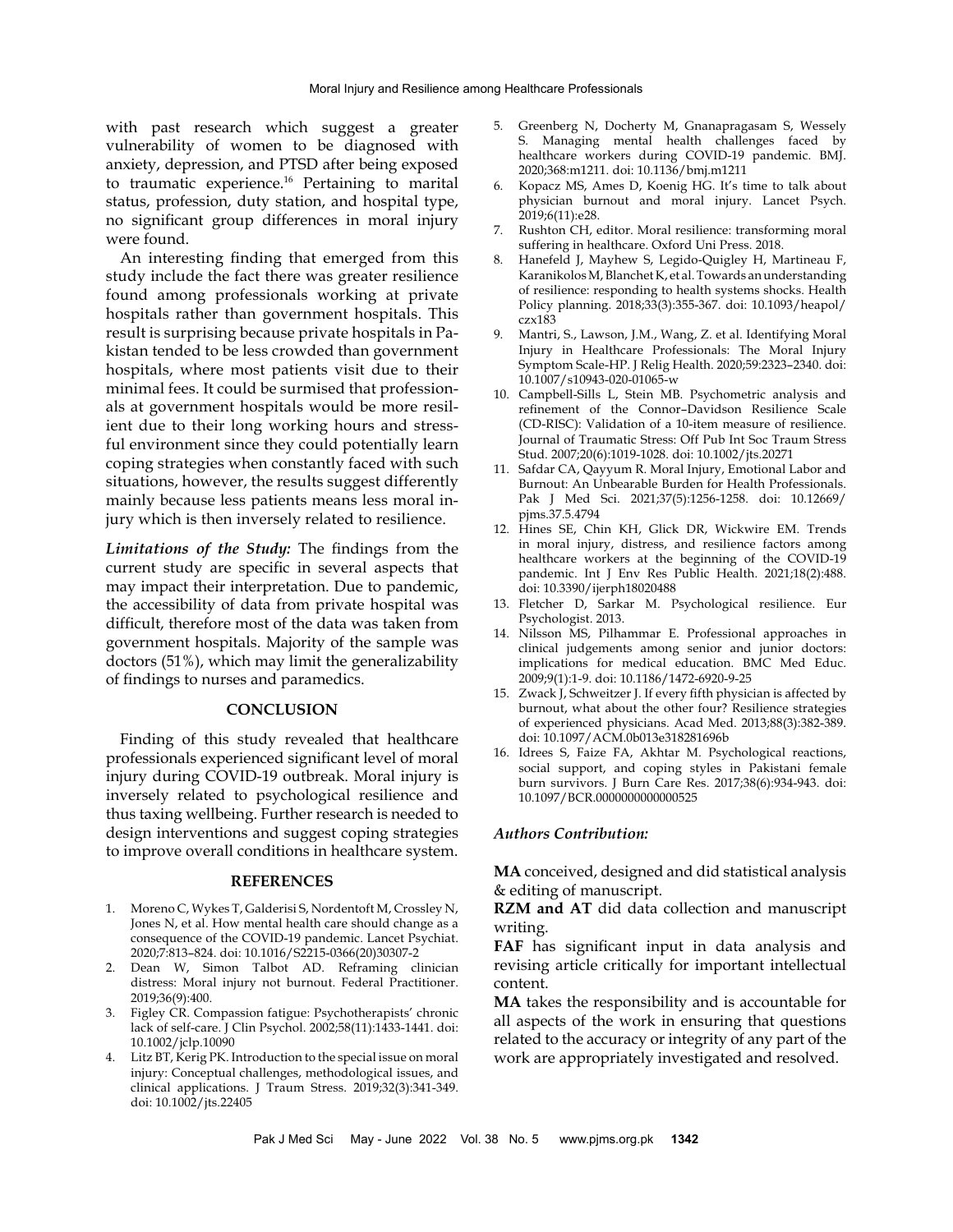with past research which suggest a greater vulnerability of women to be diagnosed with anxiety, depression, and PTSD after being exposed to traumatic experience.[16] Pertaining to marital status, profession, duty station, and hospital type, no significant group differences in moral injury were found.

An interesting finding that emerged from this study include the fact there was greater resilience found among professionals working at private hospitals rather than government hospitals. This result is surprising because private hospitals in Pakistan tended to be less crowded than government hospitals, where most patients visit due to their minimal fees. It could be surmised that professionals at government hospitals would be more resilient due to their long working hours and stressful environment since they could potentially learn coping strategies when constantly faced with such situations, however, the results suggest differently mainly because less patients means less moral injury which is then inversely related to resilience.

***Limitations of the Study:*** The findings from the current study are specific in several aspects that may impact their interpretation. Due to pandemic, the accessibility of data from private hospital was difficult, therefore most of the data was taken from government hospitals. Majority of the sample was doctors (51%), which may limit the generalizability of findings to nurses and paramedics.

## CONCLUSION

Finding of this study revealed that healthcare professionals experienced significant level of moral injury during COVID-19 outbreak. Moral injury is inversely related to psychological resilience and thus taxing wellbeing. Further research is needed to design interventions and suggest coping strategies to improve overall conditions in healthcare system.

## REFERENCES

1. Moreno C, Wykes T, Galderisi S, Nordentoft M, Crossley N, Jones N, et al. How mental health care should change as a consequence of the COVID-19 pandemic. Lancet Psychiat. 2020;7:813–824. doi: 10.1016/S2215-0366(20)30307-2
2. Dean W, Simon Talbot AD. Reframing clinician distress: Moral injury not burnout. Federal Practitioner. 2019;36(9):400.
3. Figley CR. Compassion fatigue: Psychotherapists' chronic lack of self-care. J Clin Psychol. 2002;58(11):1433-1441. doi: 10.1002/jclp.10090
4. Litz BT, Kerig PK. Introduction to the special issue on moral injury: Conceptual challenges, methodological issues, and clinical applications. J Traum Stress. 2019;32(3):341-349. doi: 10.1002/jts.22405
5. Greenberg N, Docherty M, Gnanapragasam S, Wessely S. Managing mental health challenges faced by healthcare workers during COVID-19 pandemic. BMJ. 2020;368:m1211. doi: 10.1136/bmj.m1211
6. Kopacz MS, Ames D, Koenig HG. It's time to talk about physician burnout and moral injury. Lancet Psych. 2019;6(11):e28.
7. Rushton CH, editor. Moral resilience: transforming moral suffering in healthcare. Oxford Uni Press. 2018.
8. Hanefeld J, Mayhew S, Legido-Quigley H, Martineau F, Karanikolos M, Blanchet K, et al. Towards an understanding of resilience: responding to health systems shocks. Health Policy planning. 2018;33(3):355-367. doi: 10.1093/heapol/czx183
9. Mantri, S., Lawson, J.M., Wang, Z. et al. Identifying Moral Injury in Healthcare Professionals: The Moral Injury Symptom Scale-HP. J Relig Health. 2020;59:2323–2340. doi: 10.1007/s10943-020-01065-w
10. Campbell-Sills L, Stein MB. Psychometric analysis and refinement of the Connor–Davidson Resilience Scale (CD-RISC): Validation of a 10-item measure of resilience. Journal of Traumatic Stress: Off Pub Int Soc Traum Stress Stud. 2007;20(6):1019-1028. doi: 10.1002/jts.20271
11. Safdar CA, Qayyum R. Moral Injury, Emotional Labor and Burnout: An Unbearable Burden for Health Professionals. Pak J Med Sci. 2021;37(5):1256-1258. doi: 10.12669/pjms.37.5.4794
12. Hines SE, Chin KH, Glick DR, Wickwire EM. Trends in moral injury, distress, and resilience factors among healthcare workers at the beginning of the COVID-19 pandemic. Int J Env Res Public Health. 2021;18(2):488. doi: 10.3390/ijerph18020488
13. Fletcher D, Sarkar M. Psychological resilience. Eur Psychologist. 2013.
14. Nilsson MS, Pilhammar E. Professional approaches in clinical judgements among senior and junior doctors: implications for medical education. BMC Med Educ. 2009;9(1):1-9. doi: 10.1186/1472-6920-9-25
15. Zwack J, Schweitzer J. If every fifth physician is affected by burnout, what about the other four? Resilience strategies of experienced physicians. Acad Med. 2013;88(3):382-389. doi: 10.1097/ACM.0b013e318281696b
16. Idrees S, Faize FA, Akhtar M. Psychological reactions, social support, and coping styles in Pakistani female burn survivors. J Burn Care Res. 2017;38(6):934-943. doi: 10.1097/BCR.0000000000000525

### *Authors Contribution:*

**MA** conceived, designed and did statistical analysis & editing of manuscript.

**RZM and AT** did data collection and manuscript writing.

**FAF** has significant input in data analysis and revising article critically for important intellectual content.

**MA** takes the responsibility and is accountable for all aspects of the work in ensuring that questions related to the accuracy or integrity of any part of the work are appropriately investigated and resolved.